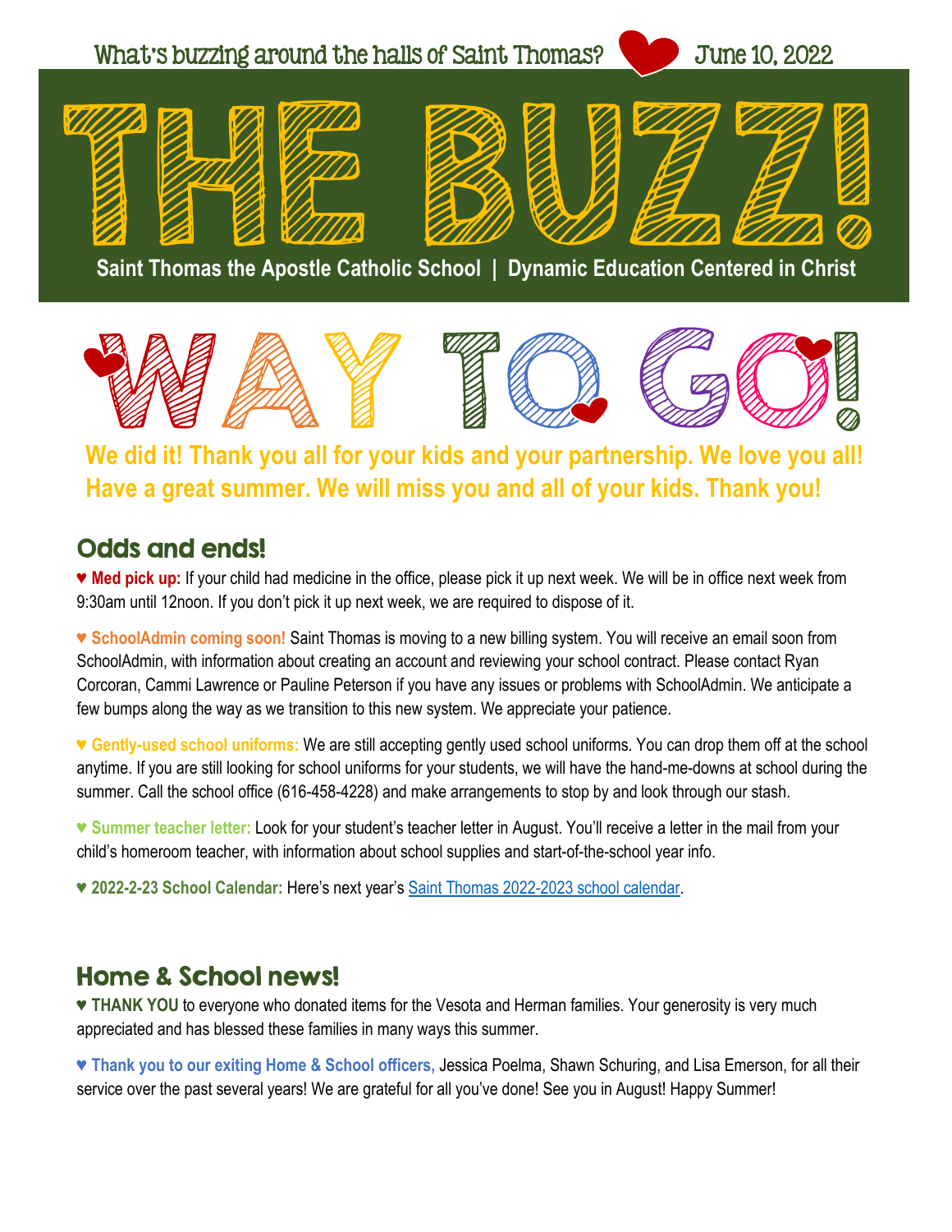What's buzzing around the halls of Saint Thomas? June 10, 2022

# THE BUZZ!

**Saint Thomas the Apostle Catholic School | Dynamic Education Centered in Christ**

# WAY TO GO!

**We did it! Thank you all for your kids and your partnership. We love you all! Have a great summer. We will miss you and all of your kids. Thank you!**

## Odds and ends!

♥ **Med pick up:** If your child had medicine in the office, please pick it up next week. We will be in office next week from 9:30am until 12noon. If you don't pick it up next week, we are required to dispose of it.

♥ **SchoolAdmin coming soon!** Saint Thomas is moving to a new billing system. You will receive an email soon from SchoolAdmin, with information about creating an account and reviewing your school contract. Please contact Ryan Corcoran, Cammi Lawrence or Pauline Peterson if you have any issues or problems with SchoolAdmin. We anticipate a few bumps along the way as we transition to this new system. We appreciate your patience.

♥ **Gently-used school uniforms:** We are still accepting gently used school uniforms. You can drop them off at the school anytime. If you are still looking for school uniforms for your students, we will have the hand-me-downs at school during the summer. Call the school office (616-458-4228) and make arrangements to stop by and look through our stash.

♥ **Summer teacher letter:** Look for your student's teacher letter in August. You'll receive a letter in the mail from your child's homeroom teacher, with information about school supplies and start-of-the-school year info.

♥ **2022-2-23 School Calendar:** Here's next year's Saint Thomas 2022-2023 school calendar.

## Home & School news!

♥ **THANK YOU** to everyone who donated items for the Vesota and Herman families. Your generosity is very much appreciated and has blessed these families in many ways this summer.

♥ **Thank you to our exiting Home & School officers,** Jessica Poelma, Shawn Schuring, and Lisa Emerson, for all their service over the past several years! We are grateful for all you've done! See you in August! Happy Summer!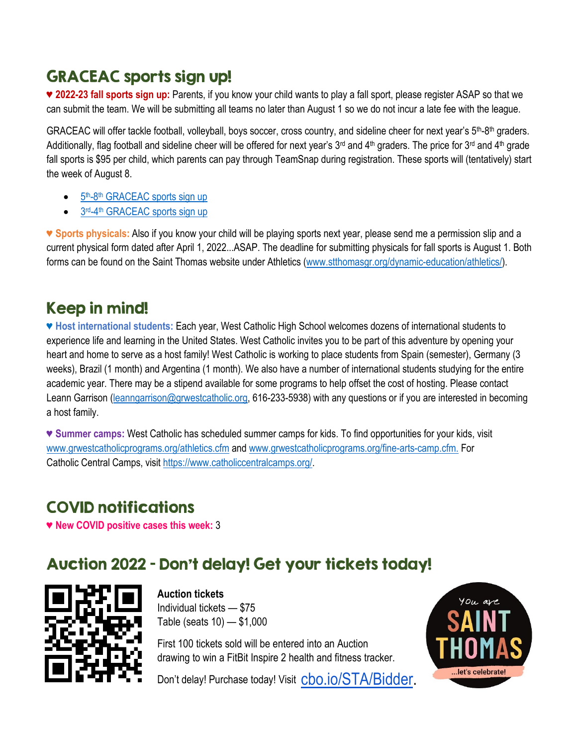## GRACEAC sports sign up!

♥ **2022-23 fall sports sign up:** Parents, if you know your child wants to play a fall sport, please register ASAP so that we can submit the team. We will be submitting all teams no later than August 1 so we do not incur a late fee with the league.

GRACEAC will offer tackle football, volleyball, boys soccer, cross country, and sideline cheer for next year's 5th-8th graders. Additionally, flag football and sideline cheer will be offered for next year's 3rd and 4th graders. The price for 3rd and 4th grade fall sports is $95 per child, which parents can pay through TeamSnap during registration. These sports will (tentatively) start the week of August 8.

- 5th-8th GRACEAC sports sign up
- 3rd-4th GRACEAC sports sign up

♥ **Sports physicals:** Also if you know your child will be playing sports next year, please send me a permission slip and a current physical form dated after April 1, 2022...ASAP. The deadline for submitting physicals for fall sports is August 1. Both forms can be found on the Saint Thomas website under Athletics (www.stthomasgr.org/dynamic-education/athletics/).

## Keep in mind!

♥ **Host international students:** Each year, West Catholic High School welcomes dozens of international students to experience life and learning in the United States. West Catholic invites you to be part of this adventure by opening your heart and home to serve as a host family! West Catholic is working to place students from Spain (semester), Germany (3 weeks), Brazil (1 month) and Argentina (1 month). We also have a number of international students studying for the entire academic year. There may be a stipend available for some programs to help offset the cost of hosting. Please contact Leann Garrison (leanngarrison@grwestcatholic.org, 616-233-5938) with any questions or if you are interested in becoming a host family.

♥ **Summer camps:** West Catholic has scheduled summer camps for kids. To find opportunities for your kids, visit www.grwestcatholicprograms.org/athletics.cfm and www.grwestcatholicprograms.org/fine-arts-camp.cfm. For Catholic Central Camps, visit https://www.catholiccentralcamps.org/.

## COVID notifications

♥ **New COVID positive cases this week:** 3

## Auction 2022 - Don't delay! Get your tickets today!

**Auction tickets**
Individual tickets — $75
Table (seats 10) — $1,000

First 100 tickets sold will be entered into an Auction drawing to win a FitBit Inspire 2 health and fitness tracker.

Don't delay! Purchase today! Visit cbo.io/STA/Bidder.

You are SAINT THOMAS ...let's celebrate!